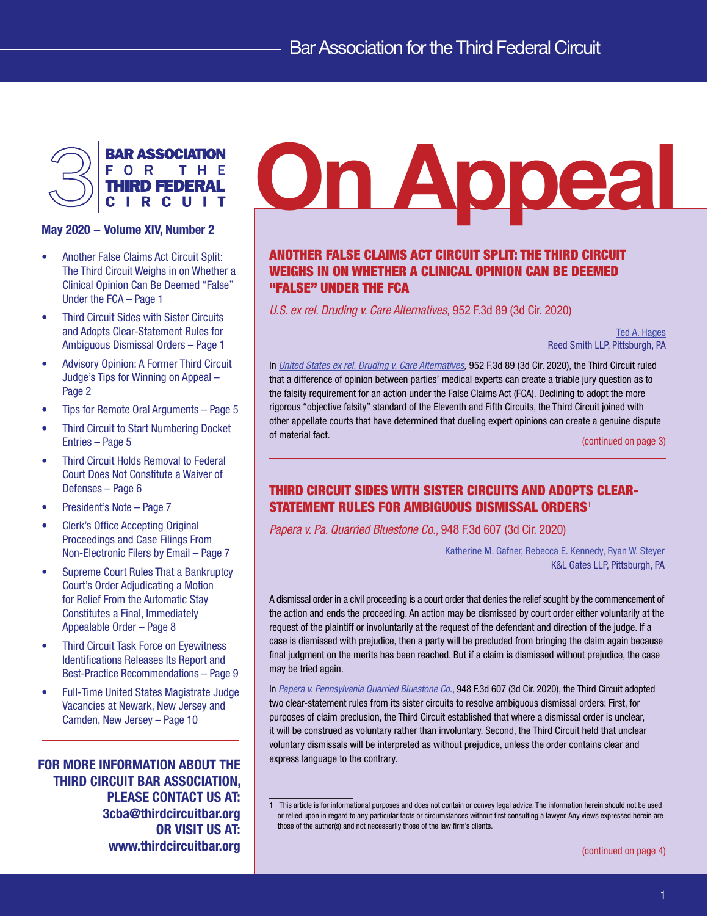# On Appeal

**BAR ASSOCIATION FOR THE THIRD FEDERAL CIRCUIT**

**May 2020 – Volume XIV, Number 2**

- Another False Claims Act Circuit Split: The Third Circuit Weighs in on Whether a Clinical Opinion Can Be Deemed "False" Under the FCA – Page 1
- Third Circuit Sides with Sister Circuits and Adopts Clear-Statement Rules for Ambiguous Dismissal Orders – Page 1
- Advisory Opinion: A Former Third Circuit Judge's Tips for Winning on Appeal – Page 2
- Tips for Remote Oral Arguments – Page 5
- Third Circuit to Start Numbering Docket Entries – Page 5
- Third Circuit Holds Removal to Federal Court Does Not Constitute a Waiver of Defenses – Page 6
- President's Note – Page 7
- Clerk's Office Accepting Original Proceedings and Case Filings From Non-Electronic Filers by Email – Page 7
- Supreme Court Rules That a Bankruptcy Court's Order Adjudicating a Motion for Relief From the Automatic Stay Constitutes a Final, Immediately Appealable Order – Page 8
- Third Circuit Task Force on Eyewitness Identifications Releases Its Report and Best-Practice Recommendations – Page 9
- Full-Time United States Magistrate Judge Vacancies at Newark, New Jersey and Camden, New Jersey – Page 10

**FOR MORE INFORMATION ABOUT THE THIRD CIRCUIT BAR ASSOCIATION, PLEASE CONTACT US AT: 3cba@thirdcircuitbar.org OR VISIT US AT: www.thirdcircuitbar.org**

## ANOTHER FALSE CLAIMS ACT CIRCUIT SPLIT: THE THIRD CIRCUIT WEIGHS IN ON WHETHER A CLINICAL OPINION CAN BE DEEMED "FALSE" UNDER THE FCA

*U.S. ex rel. Druding v. Care Alternatives,* 952 F.3d 89 (3d Cir. 2020)

Ted A. Hages
Reed Smith LLP, Pittsburgh, PA

In *United States ex rel. Druding v. Care Alternatives*, 952 F.3d 89 (3d Cir. 2020), the Third Circuit ruled that a difference of opinion between parties' medical experts can create a triable jury question as to the falsity requirement for an action under the False Claims Act (FCA). Declining to adopt the more rigorous "objective falsity" standard of the Eleventh and Fifth Circuits, the Third Circuit joined with other appellate courts that have determined that dueling expert opinions can create a genuine dispute of material fact.

(continued on page 3)

## THIRD CIRCUIT SIDES WITH SISTER CIRCUITS AND ADOPTS CLEAR-STATEMENT RULES FOR AMBIGUOUS DISMISSAL ORDERS[1]

*Papera v. Pa. Quarried Bluestone Co.,* 948 F.3d 607 (3d Cir. 2020)

Katherine M. Gafner, Rebecca E. Kennedy, Ryan W. Steyer
K&L Gates LLP, Pittsburgh, PA

A dismissal order in a civil proceeding is a court order that denies the relief sought by the commencement of the action and ends the proceeding. An action may be dismissed by court order either voluntarily at the request of the plaintiff or involuntarily at the request of the defendant and direction of the judge. If a case is dismissed with prejudice, then a party will be precluded from bringing the claim again because final judgment on the merits has been reached. But if a claim is dismissed without prejudice, the case may be tried again.

In *Papera v. Pennsylvania Quarried Bluestone Co.*, 948 F.3d 607 (3d Cir. 2020), the Third Circuit adopted two clear-statement rules from its sister circuits to resolve ambiguous dismissal orders: First, for purposes of claim preclusion, the Third Circuit established that where a dismissal order is unclear, it will be construed as voluntary rather than involuntary. Second, the Third Circuit held that unclear voluntary dismissals will be interpreted as without prejudice, unless the order contains clear and express language to the contrary.

[1] This article is for informational purposes and does not contain or convey legal advice. The information herein should not be used or relied upon in regard to any particular facts or circumstances without first consulting a lawyer. Any views expressed herein are those of the author(s) and not necessarily those of the law firm's clients.

(continued on page 4)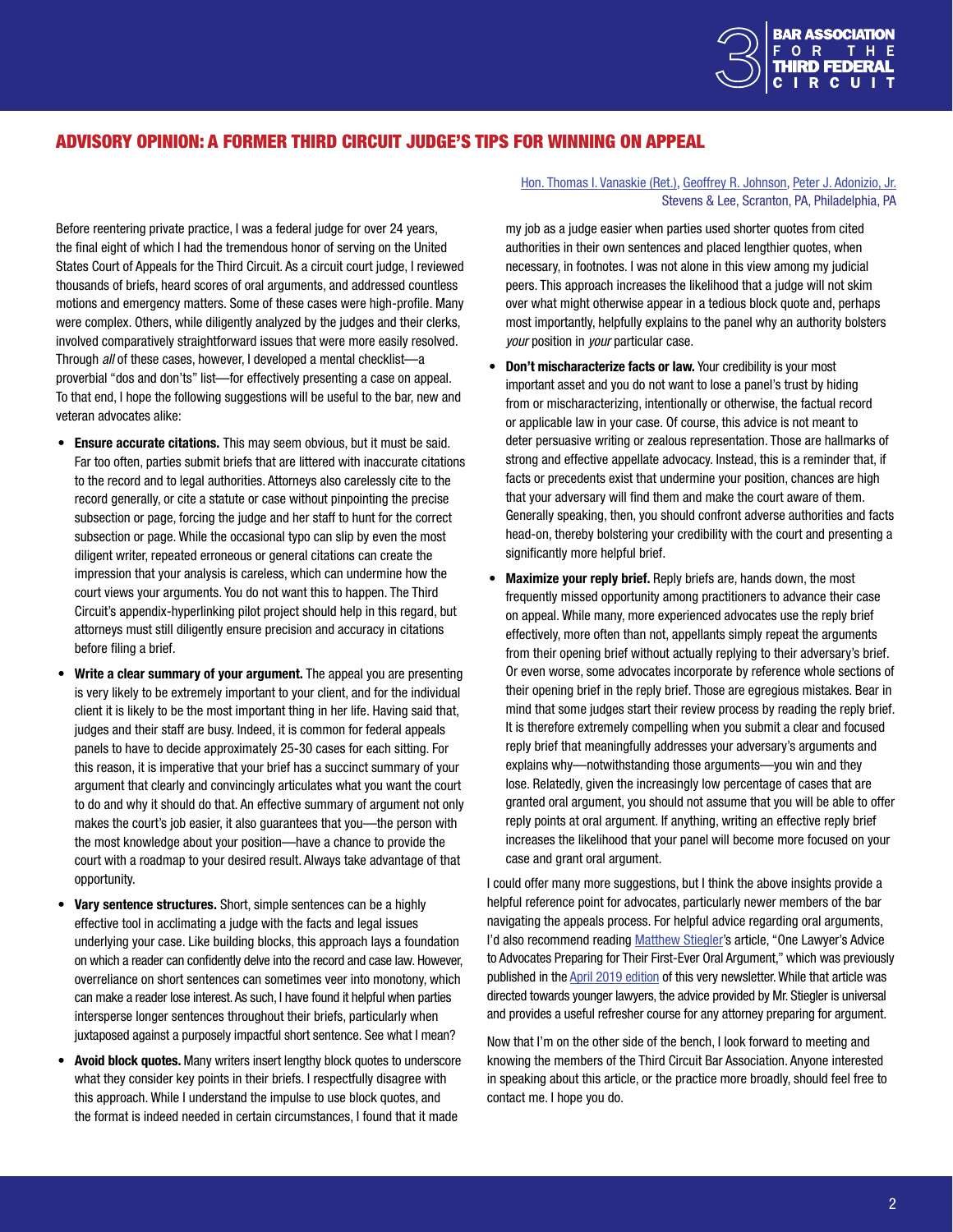## ADVISORY OPINION: A FORMER THIRD CIRCUIT JUDGE'S TIPS FOR WINNING ON APPEAL

Hon. Thomas I. Vanaskie (Ret.), Geoffrey R. Johnson, Peter J. Adonizio, Jr.
Stevens & Lee, Scranton, PA, Philadelphia, PA

Before reentering private practice, I was a federal judge for over 24 years, the final eight of which I had the tremendous honor of serving on the United States Court of Appeals for the Third Circuit. As a circuit court judge, I reviewed thousands of briefs, heard scores of oral arguments, and addressed countless motions and emergency matters. Some of these cases were high-profile. Many were complex. Others, while diligently analyzed by the judges and their clerks, involved comparatively straightforward issues that were more easily resolved. Through *all* of these cases, however, I developed a mental checklist—a proverbial "dos and don'ts" list—for effectively presenting a case on appeal. To that end, I hope the following suggestions will be useful to the bar, new and veteran advocates alike:

- **Ensure accurate citations.** This may seem obvious, but it must be said. Far too often, parties submit briefs that are littered with inaccurate citations to the record and to legal authorities. Attorneys also carelessly cite to the record generally, or cite a statute or case without pinpointing the precise subsection or page, forcing the judge and her staff to hunt for the correct subsection or page. While the occasional typo can slip by even the most diligent writer, repeated erroneous or general citations can create the impression that your analysis is careless, which can undermine how the court views your arguments. You do not want this to happen. The Third Circuit's appendix-hyperlinking pilot project should help in this regard, but attorneys must still diligently ensure precision and accuracy in citations before filing a brief.
- **Write a clear summary of your argument.** The appeal you are presenting is very likely to be extremely important to your client, and for the individual client it is likely to be the most important thing in her life. Having said that, judges and their staff are busy. Indeed, it is common for federal appeals panels to have to decide approximately 25-30 cases for each sitting. For this reason, it is imperative that your brief has a succinct summary of your argument that clearly and convincingly articulates what you want the court to do and why it should do that. An effective summary of argument not only makes the court's job easier, it also guarantees that you—the person with the most knowledge about your position—have a chance to provide the court with a roadmap to your desired result. Always take advantage of that opportunity.
- **Vary sentence structures.** Short, simple sentences can be a highly effective tool in acclimating a judge with the facts and legal issues underlying your case. Like building blocks, this approach lays a foundation on which a reader can confidently delve into the record and case law. However, overreliance on short sentences can sometimes veer into monotony, which can make a reader lose interest. As such, I have found it helpful when parties intersperse longer sentences throughout their briefs, particularly when juxtaposed against a purposely impactful short sentence. See what I mean?
- **Avoid block quotes.** Many writers insert lengthy block quotes to underscore what they consider key points in their briefs. I respectfully disagree with this approach. While I understand the impulse to use block quotes, and the format is indeed needed in certain circumstances, I found that it made my job as a judge easier when parties used shorter quotes from cited authorities in their own sentences and placed lengthier quotes, when necessary, in footnotes. I was not alone in this view among my judicial peers. This approach increases the likelihood that a judge will not skim over what might otherwise appear in a tedious block quote and, perhaps most importantly, helpfully explains to the panel why an authority bolsters *your* position in *your* particular case.
- **Don't mischaracterize facts or law.** Your credibility is your most important asset and you do not want to lose a panel's trust by hiding from or mischaracterizing, intentionally or otherwise, the factual record or applicable law in your case. Of course, this advice is not meant to deter persuasive writing or zealous representation. Those are hallmarks of strong and effective appellate advocacy. Instead, this is a reminder that, if facts or precedents exist that undermine your position, chances are high that your adversary will find them and make the court aware of them. Generally speaking, then, you should confront adverse authorities and facts head-on, thereby bolstering your credibility with the court and presenting a significantly more helpful brief.
- **Maximize your reply brief.** Reply briefs are, hands down, the most frequently missed opportunity among practitioners to advance their case on appeal. While many, more experienced advocates use the reply brief effectively, more often than not, appellants simply repeat the arguments from their opening brief without actually replying to their adversary's brief. Or even worse, some advocates incorporate by reference whole sections of their opening brief in the reply brief. Those are egregious mistakes. Bear in mind that some judges start their review process by reading the reply brief. It is therefore extremely compelling when you submit a clear and focused reply brief that meaningfully addresses your adversary's arguments and explains why—notwithstanding those arguments—you win and they lose. Relatedly, given the increasingly low percentage of cases that are granted oral argument, you should not assume that you will be able to offer reply points at oral argument. If anything, writing an effective reply brief increases the likelihood that your panel will become more focused on your case and grant oral argument.

I could offer many more suggestions, but I think the above insights provide a helpful reference point for advocates, particularly newer members of the bar navigating the appeals process. For helpful advice regarding oral arguments, I'd also recommend reading Matthew Stiegler's article, "One Lawyer's Advice to Advocates Preparing for Their First-Ever Oral Argument," which was previously published in the April 2019 edition of this very newsletter. While that article was directed towards younger lawyers, the advice provided by Mr. Stiegler is universal and provides a useful refresher course for any attorney preparing for argument.

Now that I'm on the other side of the bench, I look forward to meeting and knowing the members of the Third Circuit Bar Association. Anyone interested in speaking about this article, or the practice more broadly, should feel free to contact me. I hope you do.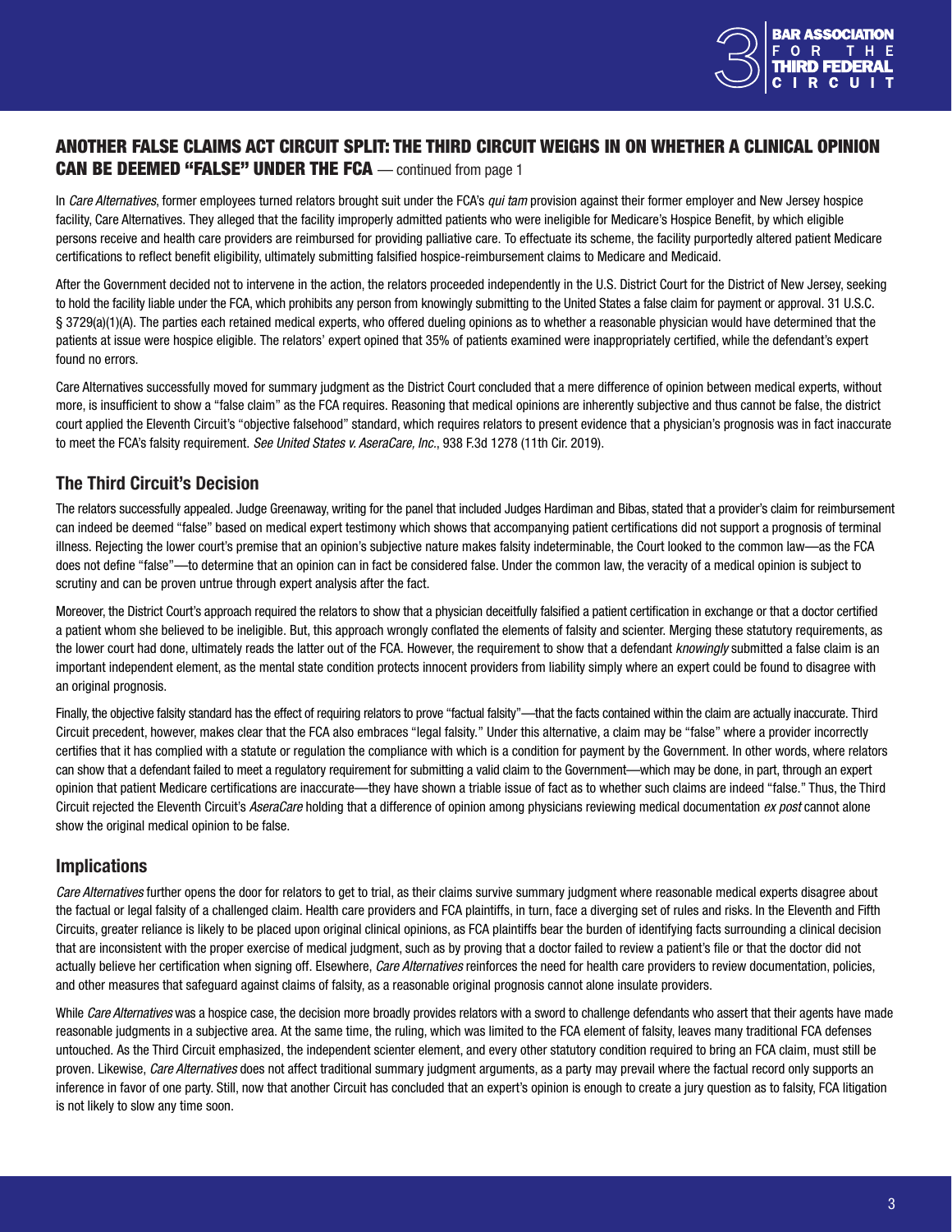## ANOTHER FALSE CLAIMS ACT CIRCUIT SPLIT: THE THIRD CIRCUIT WEIGHS IN ON WHETHER A CLINICAL OPINION CAN BE DEEMED "FALSE" UNDER THE FCA — continued from page 1

In *Care Alternatives*, former employees turned relators brought suit under the FCA's *qui tam* provision against their former employer and New Jersey hospice facility, Care Alternatives. They alleged that the facility improperly admitted patients who were ineligible for Medicare's Hospice Benefit, by which eligible persons receive and health care providers are reimbursed for providing palliative care. To effectuate its scheme, the facility purportedly altered patient Medicare certifications to reflect benefit eligibility, ultimately submitting falsified hospice-reimbursement claims to Medicare and Medicaid.

After the Government decided not to intervene in the action, the relators proceeded independently in the U.S. District Court for the District of New Jersey, seeking to hold the facility liable under the FCA, which prohibits any person from knowingly submitting to the United States a false claim for payment or approval. 31 U.S.C. § 3729(a)(1)(A). The parties each retained medical experts, who offered dueling opinions as to whether a reasonable physician would have determined that the patients at issue were hospice eligible. The relators' expert opined that 35% of patients examined were inappropriately certified, while the defendant's expert found no errors.

Care Alternatives successfully moved for summary judgment as the District Court concluded that a mere difference of opinion between medical experts, without more, is insufficient to show a "false claim" as the FCA requires. Reasoning that medical opinions are inherently subjective and thus cannot be false, the district court applied the Eleventh Circuit's "objective falsehood" standard, which requires relators to present evidence that a physician's prognosis was in fact inaccurate to meet the FCA's falsity requirement. *See United States v. AseraCare, Inc.*, 938 F.3d 1278 (11th Cir. 2019).

### The Third Circuit's Decision

The relators successfully appealed. Judge Greenaway, writing for the panel that included Judges Hardiman and Bibas, stated that a provider's claim for reimbursement can indeed be deemed "false" based on medical expert testimony which shows that accompanying patient certifications did not support a prognosis of terminal illness. Rejecting the lower court's premise that an opinion's subjective nature makes falsity indeterminable, the Court looked to the common law—as the FCA does not define "false"—to determine that an opinion can in fact be considered false. Under the common law, the veracity of a medical opinion is subject to scrutiny and can be proven untrue through expert analysis after the fact.

Moreover, the District Court's approach required the relators to show that a physician deceitfully falsified a patient certification in exchange or that a doctor certified a patient whom she believed to be ineligible. But, this approach wrongly conflated the elements of falsity and scienter. Merging these statutory requirements, as the lower court had done, ultimately reads the latter out of the FCA. However, the requirement to show that a defendant *knowingly* submitted a false claim is an important independent element, as the mental state condition protects innocent providers from liability simply where an expert could be found to disagree with an original prognosis.

Finally, the objective falsity standard has the effect of requiring relators to prove "factual falsity"—that the facts contained within the claim are actually inaccurate. Third Circuit precedent, however, makes clear that the FCA also embraces "legal falsity." Under this alternative, a claim may be "false" where a provider incorrectly certifies that it has complied with a statute or regulation the compliance with which is a condition for payment by the Government. In other words, where relators can show that a defendant failed to meet a regulatory requirement for submitting a valid claim to the Government—which may be done, in part, through an expert opinion that patient Medicare certifications are inaccurate—they have shown a triable issue of fact as to whether such claims are indeed "false." Thus, the Third Circuit rejected the Eleventh Circuit's *AseraCare* holding that a difference of opinion among physicians reviewing medical documentation *ex post* cannot alone show the original medical opinion to be false.

### Implications

*Care Alternatives* further opens the door for relators to get to trial, as their claims survive summary judgment where reasonable medical experts disagree about the factual or legal falsity of a challenged claim. Health care providers and FCA plaintiffs, in turn, face a diverging set of rules and risks. In the Eleventh and Fifth Circuits, greater reliance is likely to be placed upon original clinical opinions, as FCA plaintiffs bear the burden of identifying facts surrounding a clinical decision that are inconsistent with the proper exercise of medical judgment, such as by proving that a doctor failed to review a patient's file or that the doctor did not actually believe her certification when signing off. Elsewhere, *Care Alternatives* reinforces the need for health care providers to review documentation, policies, and other measures that safeguard against claims of falsity, as a reasonable original prognosis cannot alone insulate providers.

While *Care Alternatives* was a hospice case, the decision more broadly provides relators with a sword to challenge defendants who assert that their agents have made reasonable judgments in a subjective area. At the same time, the ruling, which was limited to the FCA element of falsity, leaves many traditional FCA defenses untouched. As the Third Circuit emphasized, the independent scienter element, and every other statutory condition required to bring an FCA claim, must still be proven. Likewise, *Care Alternatives* does not affect traditional summary judgment arguments, as a party may prevail where the factual record only supports an inference in favor of one party. Still, now that another Circuit has concluded that an expert's opinion is enough to create a jury question as to falsity, FCA litigation is not likely to slow any time soon.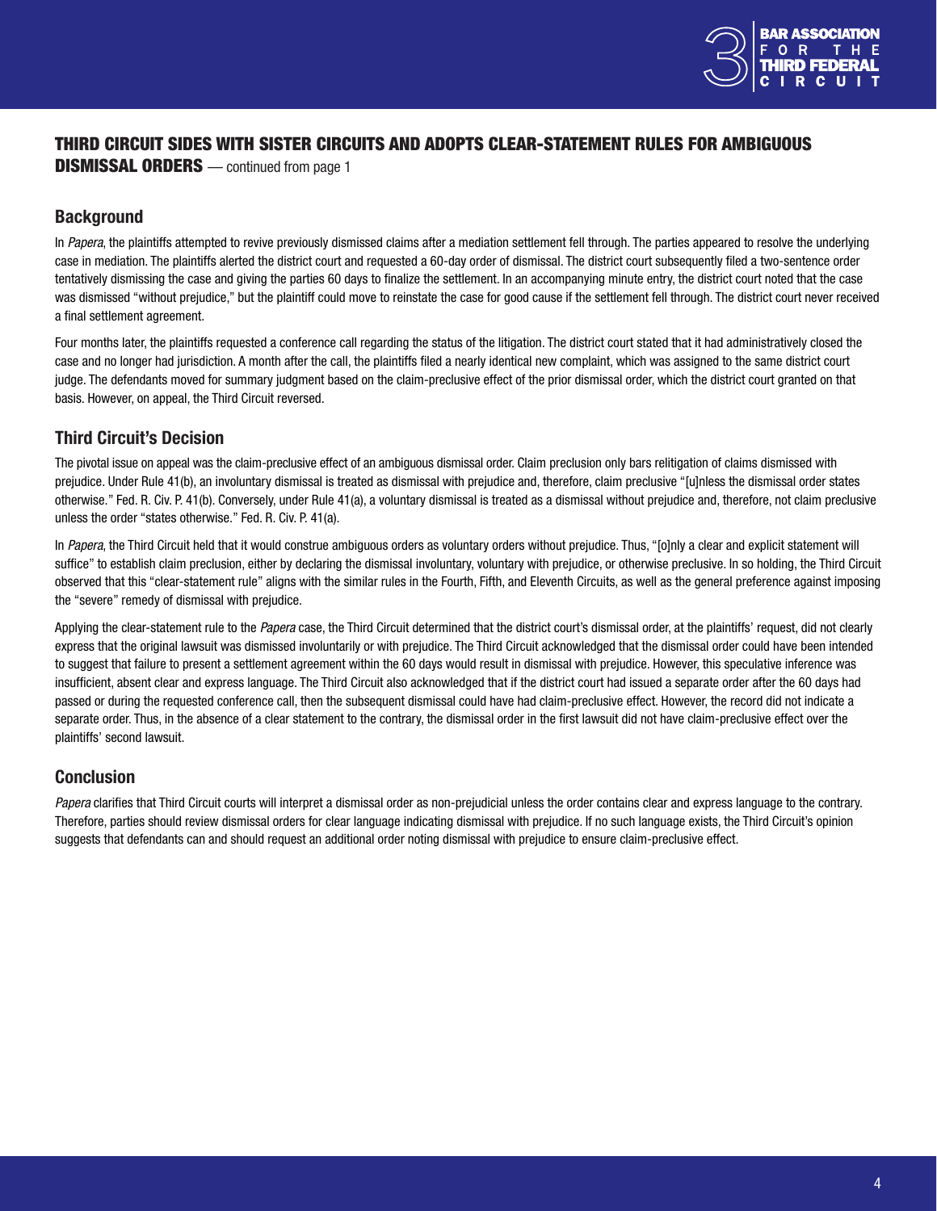## THIRD CIRCUIT SIDES WITH SISTER CIRCUITS AND ADOPTS CLEAR-STATEMENT RULES FOR AMBIGUOUS DISMISSAL ORDERS — continued from page 1

### Background

In *Papera*, the plaintiffs attempted to revive previously dismissed claims after a mediation settlement fell through. The parties appeared to resolve the underlying case in mediation. The plaintiffs alerted the district court and requested a 60-day order of dismissal. The district court subsequently filed a two-sentence order tentatively dismissing the case and giving the parties 60 days to finalize the settlement. In an accompanying minute entry, the district court noted that the case was dismissed "without prejudice," but the plaintiff could move to reinstate the case for good cause if the settlement fell through. The district court never received a final settlement agreement.

Four months later, the plaintiffs requested a conference call regarding the status of the litigation. The district court stated that it had administratively closed the case and no longer had jurisdiction. A month after the call, the plaintiffs filed a nearly identical new complaint, which was assigned to the same district court judge. The defendants moved for summary judgment based on the claim-preclusive effect of the prior dismissal order, which the district court granted on that basis. However, on appeal, the Third Circuit reversed.

### Third Circuit's Decision

The pivotal issue on appeal was the claim-preclusive effect of an ambiguous dismissal order. Claim preclusion only bars relitigation of claims dismissed with prejudice. Under Rule 41(b), an involuntary dismissal is treated as dismissal with prejudice and, therefore, claim preclusive "[u]nless the dismissal order states otherwise." Fed. R. Civ. P. 41(b). Conversely, under Rule 41(a), a voluntary dismissal is treated as a dismissal without prejudice and, therefore, not claim preclusive unless the order "states otherwise." Fed. R. Civ. P. 41(a).

In *Papera*, the Third Circuit held that it would construe ambiguous orders as voluntary orders without prejudice. Thus, "[o]nly a clear and explicit statement will suffice" to establish claim preclusion, either by declaring the dismissal involuntary, voluntary with prejudice, or otherwise preclusive. In so holding, the Third Circuit observed that this "clear-statement rule" aligns with the similar rules in the Fourth, Fifth, and Eleventh Circuits, as well as the general preference against imposing the "severe" remedy of dismissal with prejudice.

Applying the clear-statement rule to the *Papera* case, the Third Circuit determined that the district court's dismissal order, at the plaintiffs' request, did not clearly express that the original lawsuit was dismissed involuntarily or with prejudice. The Third Circuit acknowledged that the dismissal order could have been intended to suggest that failure to present a settlement agreement within the 60 days would result in dismissal with prejudice. However, this speculative inference was insufficient, absent clear and express language. The Third Circuit also acknowledged that if the district court had issued a separate order after the 60 days had passed or during the requested conference call, then the subsequent dismissal could have had claim-preclusive effect. However, the record did not indicate a separate order. Thus, in the absence of a clear statement to the contrary, the dismissal order in the first lawsuit did not have claim-preclusive effect over the plaintiffs' second lawsuit.

### Conclusion

*Papera* clarifies that Third Circuit courts will interpret a dismissal order as non-prejudicial unless the order contains clear and express language to the contrary. Therefore, parties should review dismissal orders for clear language indicating dismissal with prejudice. If no such language exists, the Third Circuit's opinion suggests that defendants can and should request an additional order noting dismissal with prejudice to ensure claim-preclusive effect.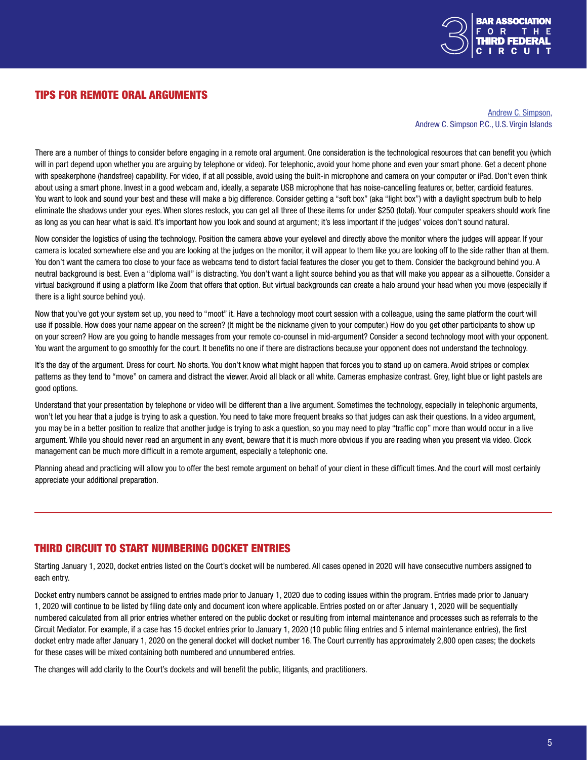## TIPS FOR REMOTE ORAL ARGUMENTS

Andrew C. Simpson,
Andrew C. Simpson P.C., U.S. Virgin Islands

There are a number of things to consider before engaging in a remote oral argument. One consideration is the technological resources that can benefit you (which will in part depend upon whether you are arguing by telephone or video). For telephonic, avoid your home phone and even your smart phone. Get a decent phone with speakerphone (handsfree) capability. For video, if at all possible, avoid using the built-in microphone and camera on your computer or iPad. Don't even think about using a smart phone. Invest in a good webcam and, ideally, a separate USB microphone that has noise-cancelling features or, better, cardioid features. You want to look and sound your best and these will make a big difference. Consider getting a "soft box" (aka "light box") with a daylight spectrum bulb to help eliminate the shadows under your eyes. When stores restock, you can get all three of these items for under $250 (total). Your computer speakers should work fine as long as you can hear what is said. It's important how you look and sound at argument; it's less important if the judges' voices don't sound natural.

Now consider the logistics of using the technology. Position the camera above your eyelevel and directly above the monitor where the judges will appear. If your camera is located somewhere else and you are looking at the judges on the monitor, it will appear to them like you are looking off to the side rather than at them. You don't want the camera too close to your face as webcams tend to distort facial features the closer you get to them. Consider the background behind you. A neutral background is best. Even a "diploma wall" is distracting. You don't want a light source behind you as that will make you appear as a silhouette. Consider a virtual background if using a platform like Zoom that offers that option. But virtual backgrounds can create a halo around your head when you move (especially if there is a light source behind you).

Now that you've got your system set up, you need to "moot" it. Have a technology moot court session with a colleague, using the same platform the court will use if possible. How does your name appear on the screen? (It might be the nickname given to your computer.) How do you get other participants to show up on your screen? How are you going to handle messages from your remote co-counsel in mid-argument? Consider a second technology moot with your opponent. You want the argument to go smoothly for the court. It benefits no one if there are distractions because your opponent does not understand the technology.

It's the day of the argument. Dress for court. No shorts. You don't know what might happen that forces you to stand up on camera. Avoid stripes or complex patterns as they tend to "move" on camera and distract the viewer. Avoid all black or all white. Cameras emphasize contrast. Grey, light blue or light pastels are good options.

Understand that your presentation by telephone or video will be different than a live argument. Sometimes the technology, especially in telephonic arguments, won't let you hear that a judge is trying to ask a question. You need to take more frequent breaks so that judges can ask their questions. In a video argument, you may be in a better position to realize that another judge is trying to ask a question, so you may need to play "traffic cop" more than would occur in a live argument. While you should never read an argument in any event, beware that it is much more obvious if you are reading when you present via video. Clock management can be much more difficult in a remote argument, especially a telephonic one.

Planning ahead and practicing will allow you to offer the best remote argument on behalf of your client in these difficult times. And the court will most certainly appreciate your additional preparation.

---

## THIRD CIRCUIT TO START NUMBERING DOCKET ENTRIES

Starting January 1, 2020, docket entries listed on the Court's docket will be numbered. All cases opened in 2020 will have consecutive numbers assigned to each entry.

Docket entry numbers cannot be assigned to entries made prior to January 1, 2020 due to coding issues within the program. Entries made prior to January 1, 2020 will continue to be listed by filing date only and document icon where applicable. Entries posted on or after January 1, 2020 will be sequentially numbered calculated from all prior entries whether entered on the public docket or resulting from internal maintenance and processes such as referrals to the Circuit Mediator. For example, if a case has 15 docket entries prior to January 1, 2020 (10 public filing entries and 5 internal maintenance entries), the first docket entry made after January 1, 2020 on the general docket will docket number 16. The Court currently has approximately 2,800 open cases; the dockets for these cases will be mixed containing both numbered and unnumbered entries.

The changes will add clarity to the Court's dockets and will benefit the public, litigants, and practitioners.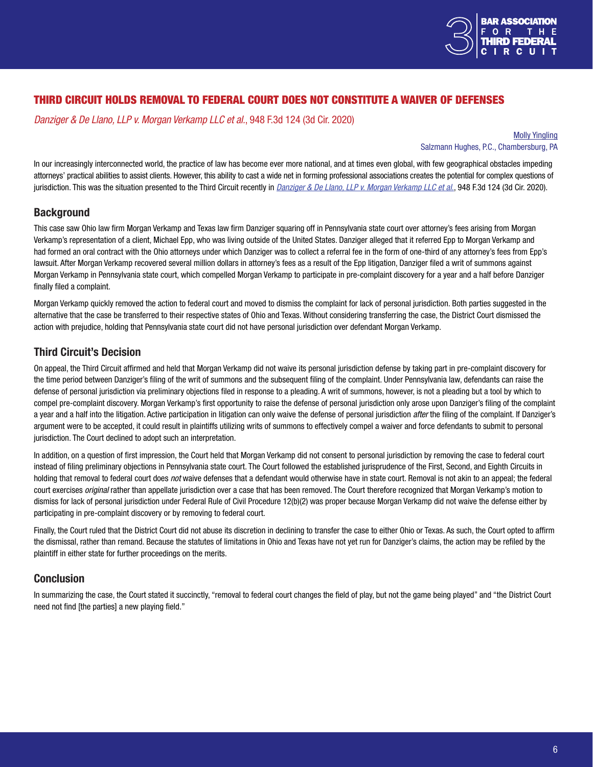## THIRD CIRCUIT HOLDS REMOVAL TO FEDERAL COURT DOES NOT CONSTITUTE A WAIVER OF DEFENSES

*Danziger & De Llano, LLP v. Morgan Verkamp LLC et al.*, 948 F.3d 124 (3d Cir. 2020)

Molly Yingling
Salzmann Hughes, P.C., Chambersburg, PA

In our increasingly interconnected world, the practice of law has become ever more national, and at times even global, with few geographical obstacles impeding attorneys' practical abilities to assist clients. However, this ability to cast a wide net in forming professional associations creates the potential for complex questions of jurisdiction. This was the situation presented to the Third Circuit recently in *Danziger & De Llano, LLP v. Morgan Verkamp LLC et al.*, 948 F.3d 124 (3d Cir. 2020).

### Background

This case saw Ohio law firm Morgan Verkamp and Texas law firm Danziger squaring off in Pennsylvania state court over attorney's fees arising from Morgan Verkamp's representation of a client, Michael Epp, who was living outside of the United States. Danziger alleged that it referred Epp to Morgan Verkamp and had formed an oral contract with the Ohio attorneys under which Danziger was to collect a referral fee in the form of one-third of any attorney's fees from Epp's lawsuit. After Morgan Verkamp recovered several million dollars in attorney's fees as a result of the Epp litigation, Danziger filed a writ of summons against Morgan Verkamp in Pennsylvania state court, which compelled Morgan Verkamp to participate in pre-complaint discovery for a year and a half before Danziger finally filed a complaint.

Morgan Verkamp quickly removed the action to federal court and moved to dismiss the complaint for lack of personal jurisdiction. Both parties suggested in the alternative that the case be transferred to their respective states of Ohio and Texas. Without considering transferring the case, the District Court dismissed the action with prejudice, holding that Pennsylvania state court did not have personal jurisdiction over defendant Morgan Verkamp.

### Third Circuit's Decision

On appeal, the Third Circuit affirmed and held that Morgan Verkamp did not waive its personal jurisdiction defense by taking part in pre-complaint discovery for the time period between Danziger's filing of the writ of summons and the subsequent filing of the complaint. Under Pennsylvania law, defendants can raise the defense of personal jurisdiction via preliminary objections filed in response to a pleading. A writ of summons, however, is not a pleading but a tool by which to compel pre-complaint discovery. Morgan Verkamp's first opportunity to raise the defense of personal jurisdiction only arose upon Danziger's filing of the complaint a year and a half into the litigation. Active participation in litigation can only waive the defense of personal jurisdiction *after* the filing of the complaint. If Danziger's argument were to be accepted, it could result in plaintiffs utilizing writs of summons to effectively compel a waiver and force defendants to submit to personal jurisdiction. The Court declined to adopt such an interpretation.

In addition, on a question of first impression, the Court held that Morgan Verkamp did not consent to personal jurisdiction by removing the case to federal court instead of filing preliminary objections in Pennsylvania state court. The Court followed the established jurisprudence of the First, Second, and Eighth Circuits in holding that removal to federal court does *not* waive defenses that a defendant would otherwise have in state court. Removal is not akin to an appeal; the federal court exercises *original* rather than appellate jurisdiction over a case that has been removed. The Court therefore recognized that Morgan Verkamp's motion to dismiss for lack of personal jurisdiction under Federal Rule of Civil Procedure 12(b)(2) was proper because Morgan Verkamp did not waive the defense either by participating in pre-complaint discovery or by removing to federal court.

Finally, the Court ruled that the District Court did not abuse its discretion in declining to transfer the case to either Ohio or Texas. As such, the Court opted to affirm the dismissal, rather than remand. Because the statutes of limitations in Ohio and Texas have not yet run for Danziger's claims, the action may be refiled by the plaintiff in either state for further proceedings on the merits.

### Conclusion

In summarizing the case, the Court stated it succinctly, "removal to federal court changes the field of play, but not the game being played" and "the District Court need not find [the parties] a new playing field."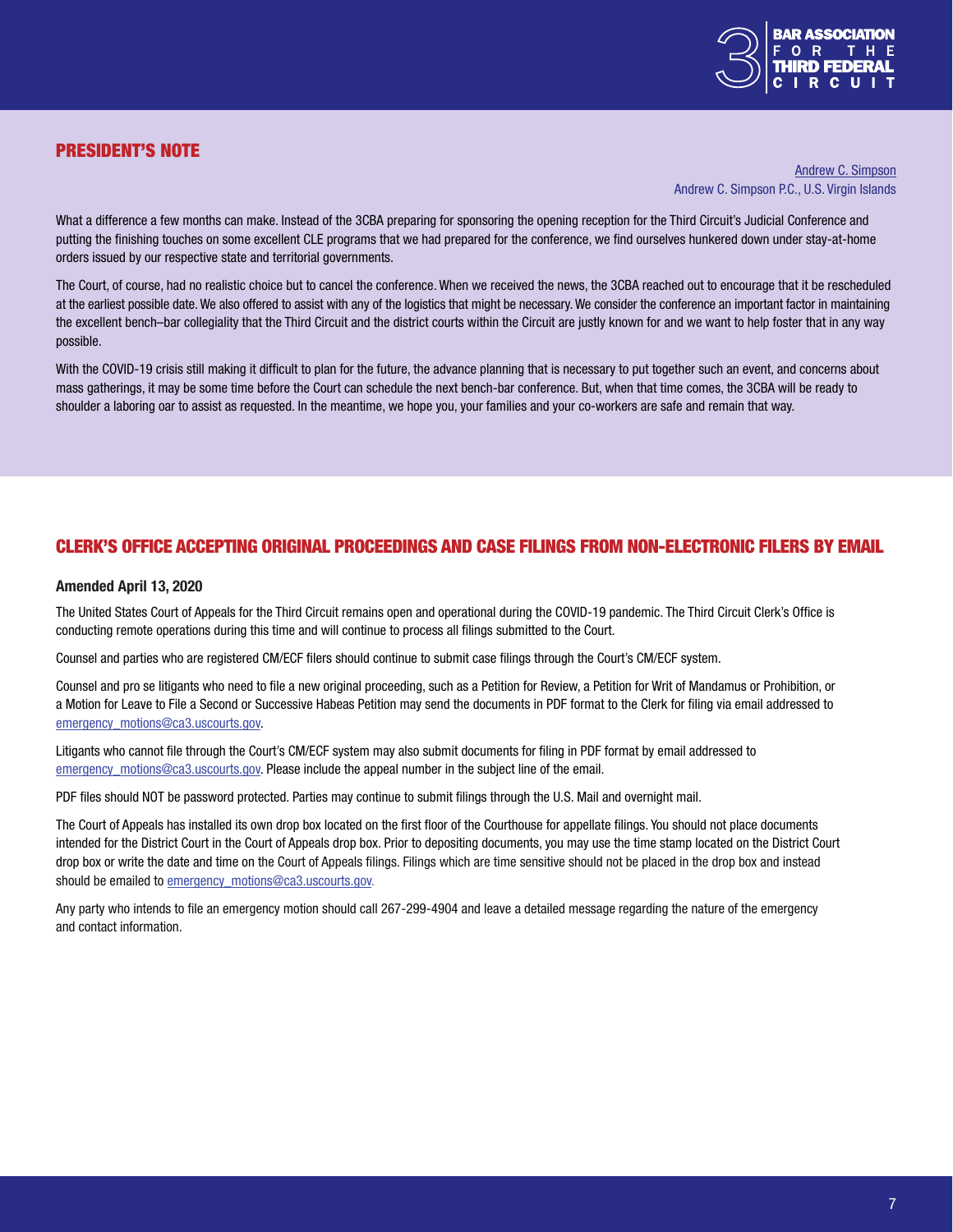## PRESIDENT'S NOTE

Andrew C. Simpson
Andrew C. Simpson P.C., U.S. Virgin Islands

What a difference a few months can make. Instead of the 3CBA preparing for sponsoring the opening reception for the Third Circuit's Judicial Conference and putting the finishing touches on some excellent CLE programs that we had prepared for the conference, we find ourselves hunkered down under stay-at-home orders issued by our respective state and territorial governments.

The Court, of course, had no realistic choice but to cancel the conference. When we received the news, the 3CBA reached out to encourage that it be rescheduled at the earliest possible date. We also offered to assist with any of the logistics that might be necessary. We consider the conference an important factor in maintaining the excellent bench–bar collegiality that the Third Circuit and the district courts within the Circuit are justly known for and we want to help foster that in any way possible.

With the COVID-19 crisis still making it difficult to plan for the future, the advance planning that is necessary to put together such an event, and concerns about mass gatherings, it may be some time before the Court can schedule the next bench-bar conference. But, when that time comes, the 3CBA will be ready to shoulder a laboring oar to assist as requested. In the meantime, we hope you, your families and your co-workers are safe and remain that way.

## CLERK'S OFFICE ACCEPTING ORIGINAL PROCEEDINGS AND CASE FILINGS FROM NON-ELECTRONIC FILERS BY EMAIL

**Amended April 13, 2020**

The United States Court of Appeals for the Third Circuit remains open and operational during the COVID-19 pandemic. The Third Circuit Clerk's Office is conducting remote operations during this time and will continue to process all filings submitted to the Court.

Counsel and parties who are registered CM/ECF filers should continue to submit case filings through the Court's CM/ECF system.

Counsel and pro se litigants who need to file a new original proceeding, such as a Petition for Review, a Petition for Writ of Mandamus or Prohibition, or a Motion for Leave to File a Second or Successive Habeas Petition may send the documents in PDF format to the Clerk for filing via email addressed to emergency_motions@ca3.uscourts.gov.

Litigants who cannot file through the Court's CM/ECF system may also submit documents for filing in PDF format by email addressed to emergency_motions@ca3.uscourts.gov. Please include the appeal number in the subject line of the email.

PDF files should NOT be password protected. Parties may continue to submit filings through the U.S. Mail and overnight mail.

The Court of Appeals has installed its own drop box located on the first floor of the Courthouse for appellate filings. You should not place documents intended for the District Court in the Court of Appeals drop box. Prior to depositing documents, you may use the time stamp located on the District Court drop box or write the date and time on the Court of Appeals filings. Filings which are time sensitive should not be placed in the drop box and instead should be emailed to emergency_motions@ca3.uscourts.gov.

Any party who intends to file an emergency motion should call 267-299-4904 and leave a detailed message regarding the nature of the emergency and contact information.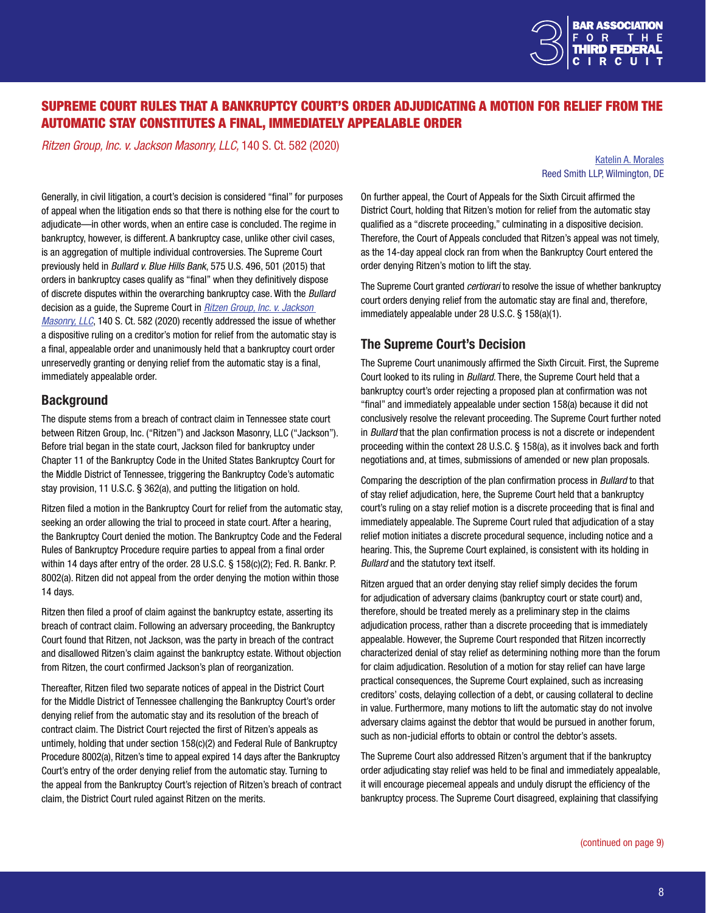# SUPREME COURT RULES THAT A BANKRUPTCY COURT'S ORDER ADJUDICATING A MOTION FOR RELIEF FROM THE AUTOMATIC STAY CONSTITUTES A FINAL, IMMEDIATELY APPEALABLE ORDER

*Ritzen Group, Inc. v. Jackson Masonry, LLC,* 140 S. Ct. 582 (2020)

Katelin A. Morales
Reed Smith LLP, Wilmington, DE

Generally, in civil litigation, a court's decision is considered "final" for purposes of appeal when the litigation ends so that there is nothing else for the court to adjudicate—in other words, when an entire case is concluded. The regime in bankruptcy, however, is different. A bankruptcy case, unlike other civil cases, is an aggregation of multiple individual controversies. The Supreme Court previously held in *Bullard v. Blue Hills Bank*, 575 U.S. 496, 501 (2015) that orders in bankruptcy cases qualify as "final" when they definitively dispose of discrete disputes within the overarching bankruptcy case. With the *Bullard* decision as a guide, the Supreme Court in *Ritzen Group, Inc. v. Jackson Masonry, LLC*, 140 S. Ct. 582 (2020) recently addressed the issue of whether a dispositive ruling on a creditor's motion for relief from the automatic stay is a final, appealable order and unanimously held that a bankruptcy court order unreservedly granting or denying relief from the automatic stay is a final, immediately appealable order.

## Background

The dispute stems from a breach of contract claim in Tennessee state court between Ritzen Group, Inc. ("Ritzen") and Jackson Masonry, LLC ("Jackson"). Before trial began in the state court, Jackson filed for bankruptcy under Chapter 11 of the Bankruptcy Code in the United States Bankruptcy Court for the Middle District of Tennessee, triggering the Bankruptcy Code's automatic stay provision, 11 U.S.C. § 362(a), and putting the litigation on hold.

Ritzen filed a motion in the Bankruptcy Court for relief from the automatic stay, seeking an order allowing the trial to proceed in state court. After a hearing, the Bankruptcy Court denied the motion. The Bankruptcy Code and the Federal Rules of Bankruptcy Procedure require parties to appeal from a final order within 14 days after entry of the order. 28 U.S.C. § 158(c)(2); Fed. R. Bankr. P. 8002(a). Ritzen did not appeal from the order denying the motion within those 14 days.

Ritzen then filed a proof of claim against the bankruptcy estate, asserting its breach of contract claim. Following an adversary proceeding, the Bankruptcy Court found that Ritzen, not Jackson, was the party in breach of the contract and disallowed Ritzen's claim against the bankruptcy estate. Without objection from Ritzen, the court confirmed Jackson's plan of reorganization.

Thereafter, Ritzen filed two separate notices of appeal in the District Court for the Middle District of Tennessee challenging the Bankruptcy Court's order denying relief from the automatic stay and its resolution of the breach of contract claim. The District Court rejected the first of Ritzen's appeals as untimely, holding that under section 158(c)(2) and Federal Rule of Bankruptcy Procedure 8002(a), Ritzen's time to appeal expired 14 days after the Bankruptcy Court's entry of the order denying relief from the automatic stay. Turning to the appeal from the Bankruptcy Court's rejection of Ritzen's breach of contract claim, the District Court ruled against Ritzen on the merits.

On further appeal, the Court of Appeals for the Sixth Circuit affirmed the District Court, holding that Ritzen's motion for relief from the automatic stay qualified as a "discrete proceeding," culminating in a dispositive decision. Therefore, the Court of Appeals concluded that Ritzen's appeal was not timely, as the 14-day appeal clock ran from when the Bankruptcy Court entered the order denying Ritzen's motion to lift the stay.

The Supreme Court granted *certiorari* to resolve the issue of whether bankruptcy court orders denying relief from the automatic stay are final and, therefore, immediately appealable under 28 U.S.C. § 158(a)(1).

## The Supreme Court's Decision

The Supreme Court unanimously affirmed the Sixth Circuit. First, the Supreme Court looked to its ruling in *Bullard*. There, the Supreme Court held that a bankruptcy court's order rejecting a proposed plan at confirmation was not "final" and immediately appealable under section 158(a) because it did not conclusively resolve the relevant proceeding. The Supreme Court further noted in *Bullard* that the plan confirmation process is not a discrete or independent proceeding within the context 28 U.S.C. § 158(a), as it involves back and forth negotiations and, at times, submissions of amended or new plan proposals.

Comparing the description of the plan confirmation process in *Bullard* to that of stay relief adjudication, here, the Supreme Court held that a bankruptcy court's ruling on a stay relief motion is a discrete proceeding that is final and immediately appealable. The Supreme Court ruled that adjudication of a stay relief motion initiates a discrete procedural sequence, including notice and a hearing. This, the Supreme Court explained, is consistent with its holding in *Bullard* and the statutory text itself.

Ritzen argued that an order denying stay relief simply decides the forum for adjudication of adversary claims (bankruptcy court or state court) and, therefore, should be treated merely as a preliminary step in the claims adjudication process, rather than a discrete proceeding that is immediately appealable. However, the Supreme Court responded that Ritzen incorrectly characterized denial of stay relief as determining nothing more than the forum for claim adjudication. Resolution of a motion for stay relief can have large practical consequences, the Supreme Court explained, such as increasing creditors' costs, delaying collection of a debt, or causing collateral to decline in value. Furthermore, many motions to lift the automatic stay do not involve adversary claims against the debtor that would be pursued in another forum, such as non-judicial efforts to obtain or control the debtor's assets.

The Supreme Court also addressed Ritzen's argument that if the bankruptcy order adjudicating stay relief was held to be final and immediately appealable, it will encourage piecemeal appeals and unduly disrupt the efficiency of the bankruptcy process. The Supreme Court disagreed, explaining that classifying

(continued on page 9)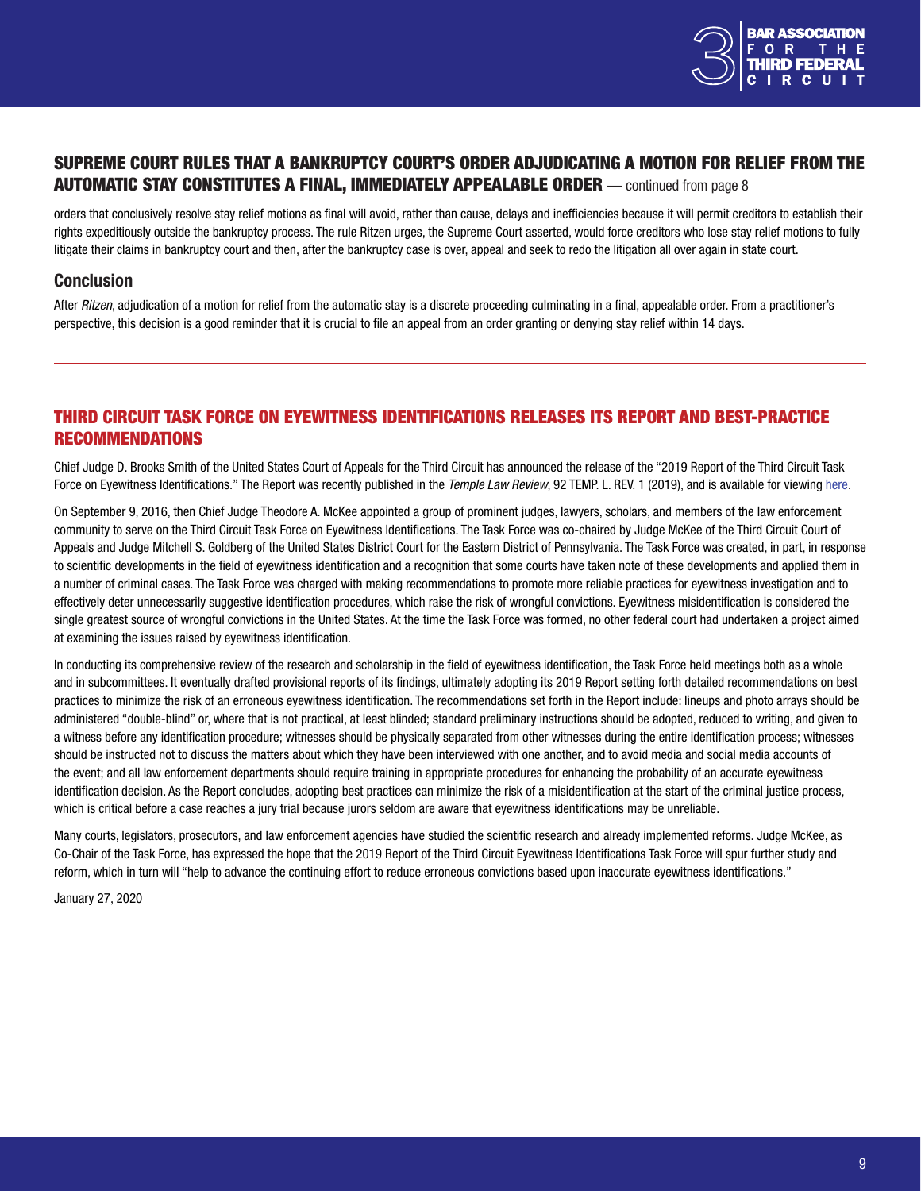## SUPREME COURT RULES THAT A BANKRUPTCY COURT'S ORDER ADJUDICATING A MOTION FOR RELIEF FROM THE AUTOMATIC STAY CONSTITUTES A FINAL, IMMEDIATELY APPEALABLE ORDER — continued from page 8

orders that conclusively resolve stay relief motions as final will avoid, rather than cause, delays and inefficiencies because it will permit creditors to establish their rights expeditiously outside the bankruptcy process. The rule Ritzen urges, the Supreme Court asserted, would force creditors who lose stay relief motions to fully litigate their claims in bankruptcy court and then, after the bankruptcy case is over, appeal and seek to redo the litigation all over again in state court.

### Conclusion

After *Ritzen*, adjudication of a motion for relief from the automatic stay is a discrete proceeding culminating in a final, appealable order. From a practitioner's perspective, this decision is a good reminder that it is crucial to file an appeal from an order granting or denying stay relief within 14 days.

## THIRD CIRCUIT TASK FORCE ON EYEWITNESS IDENTIFICATIONS RELEASES ITS REPORT AND BEST-PRACTICE RECOMMENDATIONS

Chief Judge D. Brooks Smith of the United States Court of Appeals for the Third Circuit has announced the release of the "2019 Report of the Third Circuit Task Force on Eyewitness Identifications." The Report was recently published in the *Temple Law Review*, 92 TEMP. L. REV. 1 (2019), and is available for viewing here.

On September 9, 2016, then Chief Judge Theodore A. McKee appointed a group of prominent judges, lawyers, scholars, and members of the law enforcement community to serve on the Third Circuit Task Force on Eyewitness Identifications. The Task Force was co-chaired by Judge McKee of the Third Circuit Court of Appeals and Judge Mitchell S. Goldberg of the United States District Court for the Eastern District of Pennsylvania. The Task Force was created, in part, in response to scientific developments in the field of eyewitness identification and a recognition that some courts have taken note of these developments and applied them in a number of criminal cases. The Task Force was charged with making recommendations to promote more reliable practices for eyewitness investigation and to effectively deter unnecessarily suggestive identification procedures, which raise the risk of wrongful convictions. Eyewitness misidentification is considered the single greatest source of wrongful convictions in the United States. At the time the Task Force was formed, no other federal court had undertaken a project aimed at examining the issues raised by eyewitness identification.

In conducting its comprehensive review of the research and scholarship in the field of eyewitness identification, the Task Force held meetings both as a whole and in subcommittees. It eventually drafted provisional reports of its findings, ultimately adopting its 2019 Report setting forth detailed recommendations on best practices to minimize the risk of an erroneous eyewitness identification. The recommendations set forth in the Report include: lineups and photo arrays should be administered "double-blind" or, where that is not practical, at least blinded; standard preliminary instructions should be adopted, reduced to writing, and given to a witness before any identification procedure; witnesses should be physically separated from other witnesses during the entire identification process; witnesses should be instructed not to discuss the matters about which they have been interviewed with one another, and to avoid media and social media accounts of the event; and all law enforcement departments should require training in appropriate procedures for enhancing the probability of an accurate eyewitness identification decision. As the Report concludes, adopting best practices can minimize the risk of a misidentification at the start of the criminal justice process, which is critical before a case reaches a jury trial because jurors seldom are aware that eyewitness identifications may be unreliable.

Many courts, legislators, prosecutors, and law enforcement agencies have studied the scientific research and already implemented reforms. Judge McKee, as Co-Chair of the Task Force, has expressed the hope that the 2019 Report of the Third Circuit Eyewitness Identifications Task Force will spur further study and reform, which in turn will "help to advance the continuing effort to reduce erroneous convictions based upon inaccurate eyewitness identifications."

January 27, 2020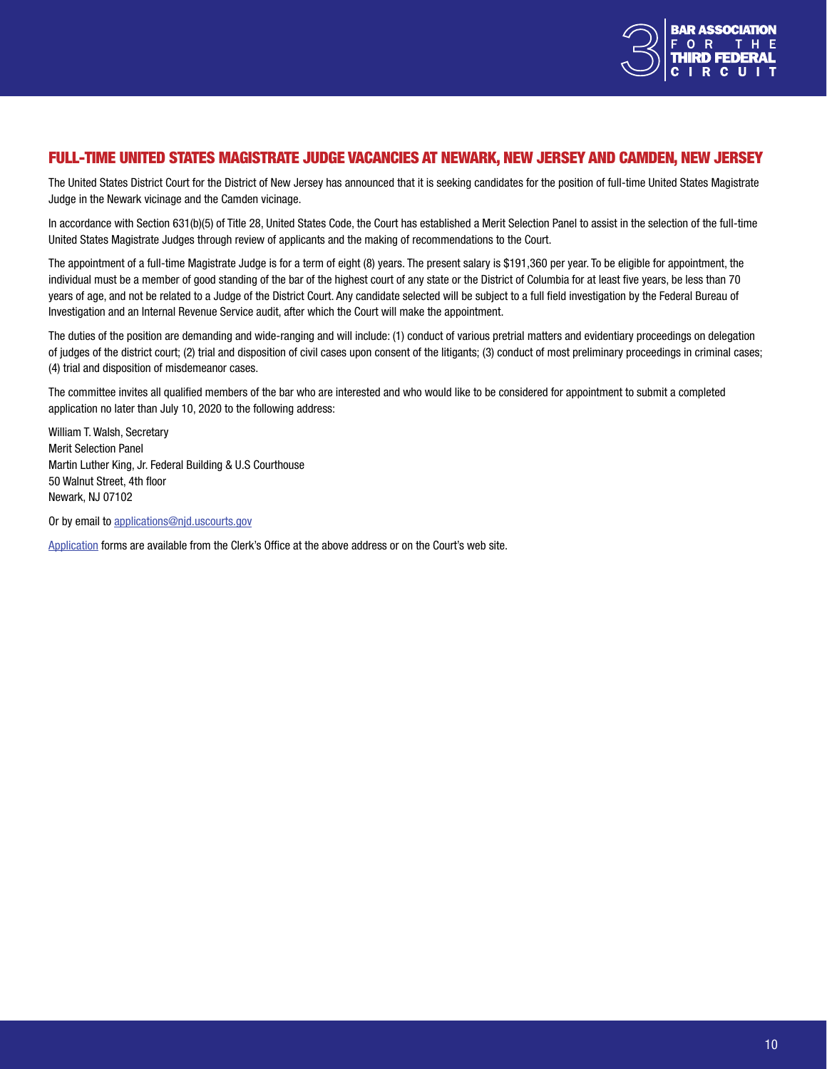## FULL-TIME UNITED STATES MAGISTRATE JUDGE VACANCIES AT NEWARK, NEW JERSEY AND CAMDEN, NEW JERSEY

The United States District Court for the District of New Jersey has announced that it is seeking candidates for the position of full-time United States Magistrate Judge in the Newark vicinage and the Camden vicinage.

In accordance with Section 631(b)(5) of Title 28, United States Code, the Court has established a Merit Selection Panel to assist in the selection of the full-time United States Magistrate Judges through review of applicants and the making of recommendations to the Court.

The appointment of a full-time Magistrate Judge is for a term of eight (8) years. The present salary is $191,360 per year. To be eligible for appointment, the individual must be a member of good standing of the bar of the highest court of any state or the District of Columbia for at least five years, be less than 70 years of age, and not be related to a Judge of the District Court. Any candidate selected will be subject to a full field investigation by the Federal Bureau of Investigation and an Internal Revenue Service audit, after which the Court will make the appointment.

The duties of the position are demanding and wide-ranging and will include: (1) conduct of various pretrial matters and evidentiary proceedings on delegation of judges of the district court; (2) trial and disposition of civil cases upon consent of the litigants; (3) conduct of most preliminary proceedings in criminal cases; (4) trial and disposition of misdemeanor cases.

The committee invites all qualified members of the bar who are interested and who would like to be considered for appointment to submit a completed application no later than July 10, 2020 to the following address:

William T. Walsh, Secretary
Merit Selection Panel
Martin Luther King, Jr. Federal Building & U.S Courthouse
50 Walnut Street, 4th floor
Newark, NJ 07102

Or by email to applications@njd.uscourts.gov

Application forms are available from the Clerk's Office at the above address or on the Court's web site.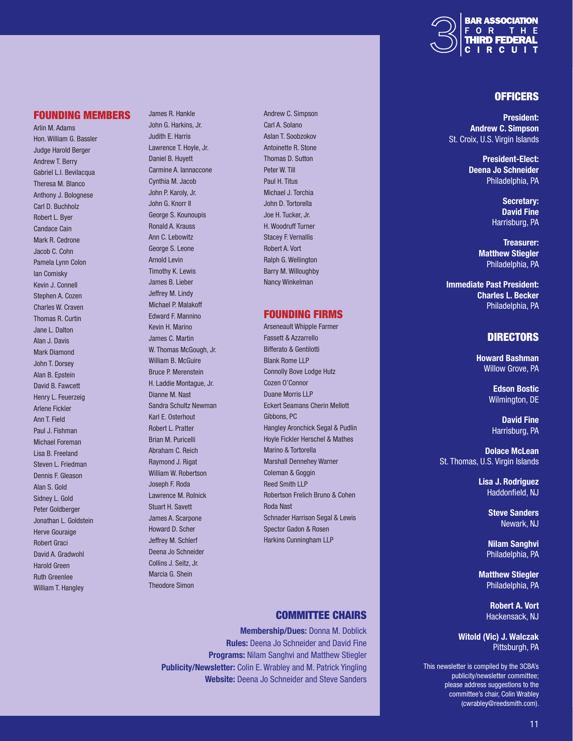# BAR ASSOCIATION FOR THE THIRD FEDERAL CIRCUIT

## FOUNDING MEMBERS

Arlin M. Adams
Hon. William G. Bassler
Judge Harold Berger
Andrew T. Berry
Gabriel L.I. Bevilacqua
Theresa M. Blanco
Anthony J. Bolognese
Carl D. Buchholz
Robert L. Byer
Candace Cain
Mark R. Cedrone
Jacob C. Cohn
Pamela Lynn Colon
Ian Comisky
Kevin J. Connell
Stephen A. Cozen
Charles W. Craven
Thomas R. Curtin
Jane L. Dalton
Alan J. Davis
Mark Diamond
John T. Dorsey
Alan B. Epstein
David B. Fawcett
Henry L. Feuerzeig
Arlene Fickler
Ann T. Field
Paul J. Fishman
Michael Foreman
Lisa B. Freeland
Steven L. Friedman
Dennis F. Gleason
Alan S. Gold
Sidney L. Gold
Peter Goldberger
Jonathan L. Goldstein
Herve Gouraige
Robert Graci
David A. Gradwohl
Harold Green
Ruth Greenlee
William T. Hangley
James R. Hankle
John G. Harkins, Jr.
Judith E. Harris
Lawrence T. Hoyle, Jr.
Daniel B. Huyett
Carmine A. Iannaccone
Cynthia M. Jacob
John P. Karoly, Jr.
John G. Knorr II
George S. Kounoupis
Ronald A. Krauss
Ann C. Lebowitz
George S. Leone
Arnold Levin
Timothy K. Lewis
James B. Lieber
Jeffrey M. Lindy
Michael P. Malakoff
Edward F. Mannino
Kevin H. Marino
James C. Martin
W. Thomas McGough, Jr.
William B. McGuire
Bruce P. Merenstein
H. Laddie Montague, Jr.
Dianne M. Nast
Sandra Schultz Newman
Karl E. Osterhout
Robert L. Pratter
Brian M. Puricelli
Abraham C. Reich
Raymond J. Rigat
William W. Robertson
Joseph F. Roda
Lawrence M. Rolnick
Stuart H. Savett
James A. Scarpone
Howard D. Scher
Jeffrey M. Schlerf
Deena Jo Schneider
Collins J. Seitz, Jr.
Marcia G. Shein
Theodore Simon
Andrew C. Simpson
Carl A. Solano
Aslan T. Soobzokov
Antoinette R. Stone
Thomas D. Sutton
Peter W. Till
Paul H. Titus
Michael J. Torchia
John D. Tortorella
Joe H. Tucker, Jr.
H. Woodruff Turner
Stacey F. Vernallis
Robert A. Vort
Ralph G. Wellington
Barry M. Willoughby
Nancy Winkelman

## FOUNDING FIRMS

Arseneault Whipple Farmer
Fassett & Azzarrello
Bifferato & Gentilotti
Blank Rome LLP
Connolly Bove Lodge Hutz
Cozen O'Connor
Duane Morris LLP
Eckert Seamans Cherin Mellott
Gibbons, PC
Hangley Aronchick Segal & Pudlin
Hoyle Fickler Herschel & Mathes
Marino & Tortorella
Marshall Dennehey Warner
Coleman & Goggin
Reed Smith LLP
Robertson Frelich Bruno & Cohen
Roda Nast
Schnader Harrison Segal & Lewis
Spector Gadon & Rosen
Harkins Cunningham LLP

## COMMITTEE CHAIRS

**Membership/Dues:** Donna M. Doblick
**Rules:** Deena Jo Schneider and David Fine
**Programs:** Nilam Sanghvi and Matthew Stiegler
**Publicity/Newsletter:** Colin E. Wrabley and M. Patrick Yingling
**Website:** Deena Jo Schneider and Steve Sanders

## OFFICERS

**President:**
**Andrew C. Simpson**
St. Croix, U.S. Virgin Islands

**President-Elect:**
**Deena Jo Schneider**
Philadelphia, PA

**Secretary:**
**David Fine**
Harrisburg, PA

**Treasurer:**
**Matthew Stiegler**
Philadelphia, PA

**Immediate Past President:**
**Charles L. Becker**
Philadelphia, PA

## DIRECTORS

**Howard Bashman**
Willow Grove, PA

**Edson Bostic**
Wilmington, DE

**David Fine**
Harrisburg, PA

**Dolace McLean**
St. Thomas, U.S. Virgin Islands

**Lisa J. Rodriguez**
Haddonfield, NJ

**Steve Sanders**
Newark, NJ

**Nilam Sanghvi**
Philadelphia, PA

**Matthew Stiegler**
Philadelphia, PA

**Robert A. Vort**
Hackensack, NJ

**Witold (Vic) J. Walczak**
Pittsburgh, PA

This newsletter is compiled by the 3CBA's publicity/newsletter committee; please address suggestions to the committee's chair, Colin Wrabley (cwrabley@reedsmith.com).